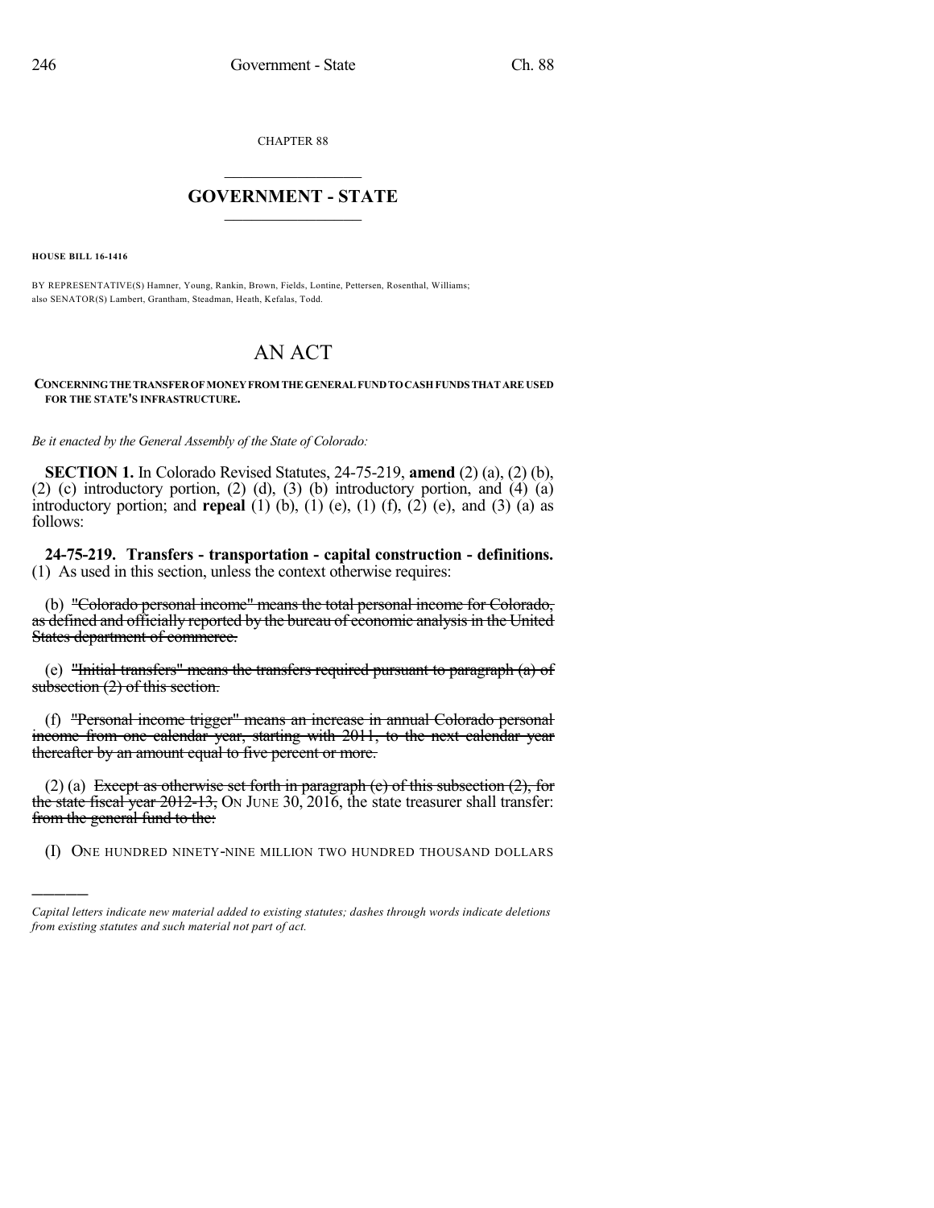CHAPTER 88

## GOVERNMENT - STATE

**HOUSE BILL 16-1416**

BY REPRESENTATIVE(S) Hamner, Young, Rankin, Brown, Fields, Lontine, Pettersen, Rosenthal, Williams; also SENATOR(S) Lambert, Grantham, Steadman, Heath, Kefalas, Todd.

# AN ACT

**CONCERNING THE TRANSFER OF MONEY FROM THE GENERAL FUND TO CASH FUNDS THAT ARE USED FOR THE STATE'S INFRASTRUCTURE.**

*Be it enacted by the General Assembly of the State of Colorado:*

**SECTION 1.** In Colorado Revised Statutes, 24-75-219, **amend** (2) (a), (2) (b), (2) (c) introductory portion, (2) (d), (3) (b) introductory portion, and (4) (a) introductory portion; and **repeal** (1) (b), (1) (e), (1) (f), (2) (e), and (3) (a) as follows:

**24-75-219. Transfers - transportation - capital construction - definitions.** (1) As used in this section, unless the context otherwise requires:

(b) ~~"Colorado personal income" means the total personal income for Colorado, as defined and officially reported by the bureau of economic analysis in the United States department of commerce.~~

(e) ~~"Initial transfers" means the transfers required pursuant to paragraph (a) of subsection (2) of this section.~~

(f) ~~"Personal income trigger" means an increase in annual Colorado personal income from one calendar year, starting with 2011, to the next calendar year thereafter by an amount equal to five percent or more.~~

(2) (a) ~~Except as otherwise set forth in paragraph (e) of this subsection (2), for the state fiscal year 2012-13,~~ ON JUNE 30, 2016, the state treasurer shall transfer: ~~from the general fund to the:~~

(I) ONE HUNDRED NINETY-NINE MILLION TWO HUNDRED THOUSAND DOLLARS

---

*Capital letters indicate new material added to existing statutes; dashes through words indicate deletions from existing statutes and such material not part of act.*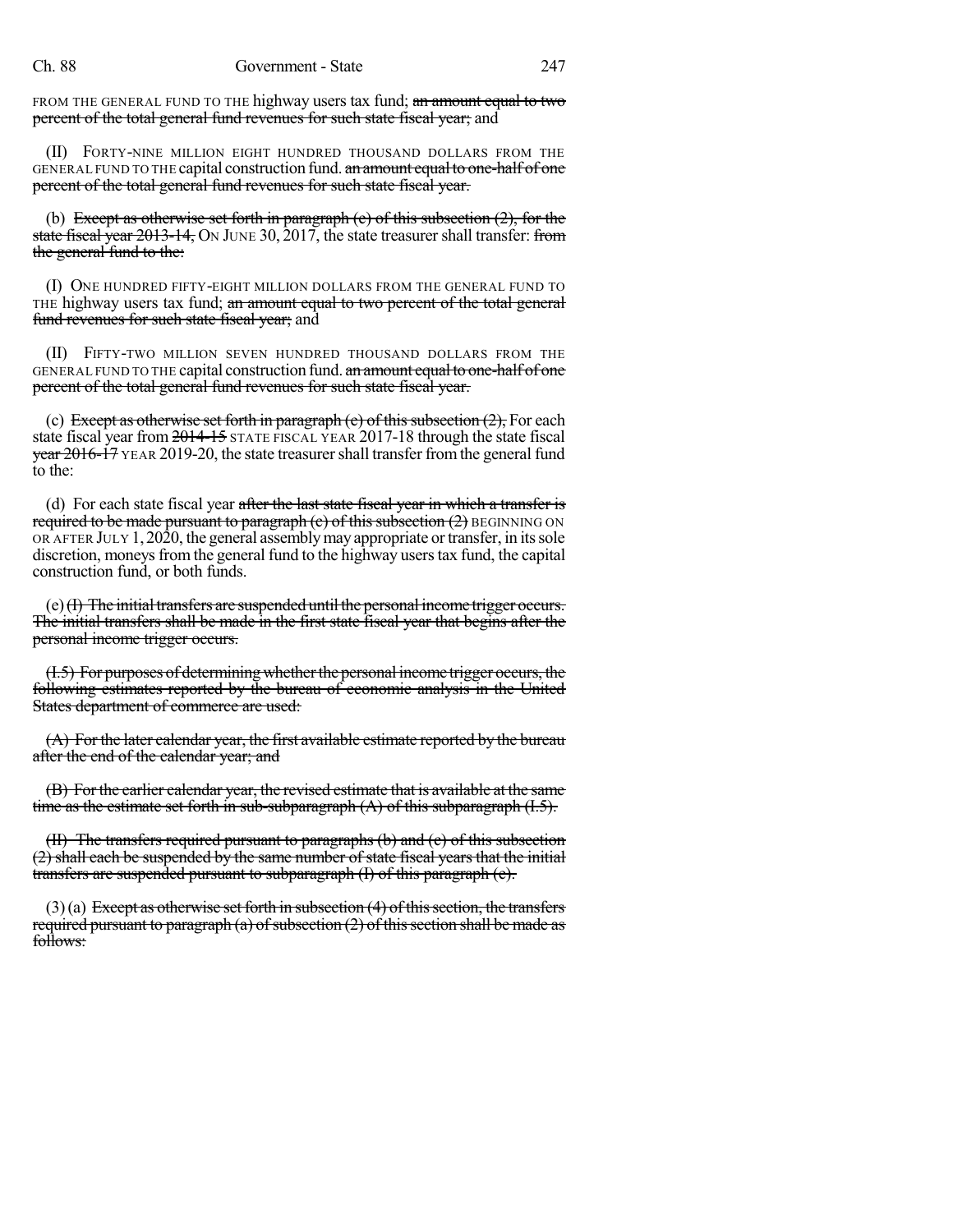FROM THE GENERAL FUND TO THE highway users tax fund; ~~an amount equal to two percent of the total general fund revenues for such state fiscal year;~~ and

(II) FORTY-NINE MILLION EIGHT HUNDRED THOUSAND DOLLARS FROM THE GENERAL FUND TO THE capital construction fund. ~~an amount equal to one-half of one percent of the total general fund revenues for such state fiscal year.~~

(b) ~~Except as otherwise set forth in paragraph (e) of this subsection (2), for the state fiscal year 2013-14,~~ ON JUNE 30, 2017, the state treasurer shall transfer: ~~from the general fund to the:~~

(I) ONE HUNDRED FIFTY-EIGHT MILLION DOLLARS FROM THE GENERAL FUND TO THE highway users tax fund; ~~an amount equal to two percent of the total general fund revenues for such state fiscal year;~~ and

(II) FIFTY-TWO MILLION SEVEN HUNDRED THOUSAND DOLLARS FROM THE GENERAL FUND TO THE capital construction fund. ~~an amount equal to one-half of one percent of the total general fund revenues for such state fiscal year.~~

(c) ~~Except as otherwise set forth in paragraph (e) of this subsection (2),~~ For each state fiscal year from ~~2014-15~~ STATE FISCAL YEAR 2017-18 through the state fiscal ~~year 2016-17~~ YEAR 2019-20, the state treasurer shall transfer from the general fund to the:

(d) For each state fiscal year ~~after the last state fiscal year in which a transfer is required to be made pursuant to paragraph (c) of this subsection (2)~~ BEGINNING ON OR AFTER JULY 1, 2020, the general assembly may appropriate or transfer, in its sole discretion, moneys from the general fund to the highway users tax fund, the capital construction fund, or both funds.

(e) ~~(I) The initial transfers are suspended until the personal income trigger occurs. The initial transfers shall be made in the first state fiscal year that begins after the personal income trigger occurs.~~

~~(I.5) For purposes of determining whether the personal income trigger occurs, the following estimates reported by the bureau of economic analysis in the United States department of commerce are used:~~

~~(A) For the later calendar year, the first available estimate reported by the bureau after the end of the calendar year; and~~

~~(B) For the earlier calendar year, the revised estimate that is available at the same time as the estimate set forth in sub-subparagraph (A) of this subparagraph (I.5).~~

~~(II) The transfers required pursuant to paragraphs (b) and (c) of this subsection (2) shall each be suspended by the same number of state fiscal years that the initial transfers are suspended pursuant to subparagraph (I) of this paragraph (e).~~

(3) (a) ~~Except as otherwise set forth in subsection (4) of this section, the transfers required pursuant to paragraph (a) of subsection (2) of this section shall be made as follows:~~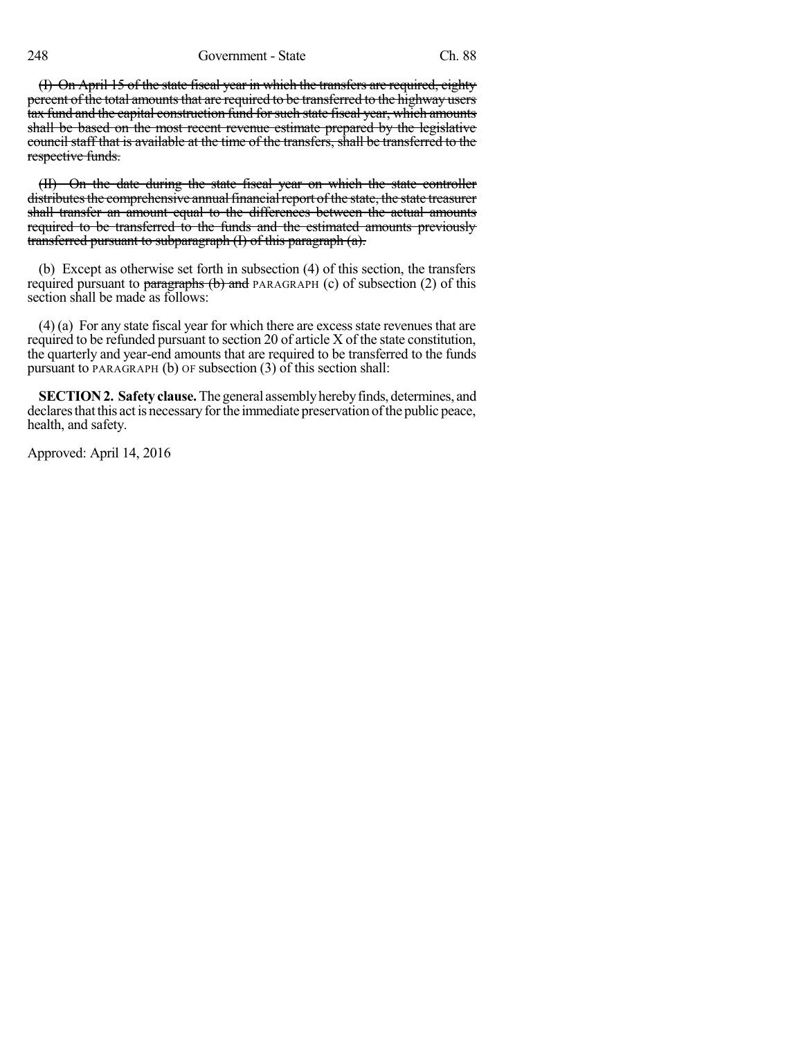~~(I) On April 15 of the state fiscal year in which the transfers are required, eighty percent of the total amounts that are required to be transferred to the highway users tax fund and the capital construction fund for such state fiscal year, which amounts shall be based on the most recent revenue estimate prepared by the legislative council staff that is available at the time of the transfers, shall be transferred to the respective funds.~~

~~(II) On the date during the state fiscal year on which the state controller distributes the comprehensive annual financial report of the state, the state treasurer shall transfer an amount equal to the differences between the actual amounts required to be transferred to the funds and the estimated amounts previously transferred pursuant to subparagraph (I) of this paragraph (a).~~

(b) Except as otherwise set forth in subsection (4) of this section, the transfers required pursuant to ~~paragraphs (b) and~~ PARAGRAPH (c) of subsection (2) of this section shall be made as follows:

(4) (a) For any state fiscal year for which there are excess state revenues that are required to be refunded pursuant to section 20 of article X of the state constitution, the quarterly and year-end amounts that are required to be transferred to the funds pursuant to PARAGRAPH (b) OF subsection (3) of this section shall:

**SECTION 2. Safety clause.** The general assembly hereby finds, determines, and declares that this act is necessary for the immediate preservation of the public peace, health, and safety.

Approved: April 14, 2016